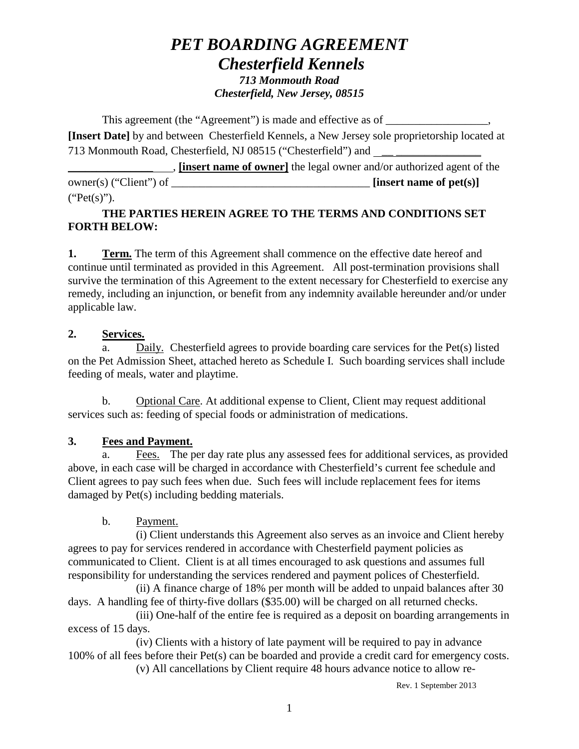# *PET BOARDING AGREEMENT*
# *Chesterfield Kennels*
### *713 Monmouth Road*
### *Chesterfield, New Jersey, 08515*

This agreement (the "Agreement") is made and effective as of __________________, **[Insert Date]** by and between Chesterfield Kennels, a New Jersey sole proprietorship located at 713 Monmouth Road, Chesterfield, NJ 08515 ("Chesterfield") and ________________________________________, **[insert name of owner]** the legal owner and/or authorized agent of the owner(s) ("Client") of ___________________________________ **[insert name of pet(s)]** ("Pet(s)").

**THE PARTIES HEREIN AGREE TO THE TERMS AND CONDITIONS SET FORTH BELOW:**

**1. Term.** The term of this Agreement shall commence on the effective date hereof and continue until terminated as provided in this Agreement. All post-termination provisions shall survive the termination of this Agreement to the extent necessary for Chesterfield to exercise any remedy, including an injunction, or benefit from any indemnity available hereunder and/or under applicable law.

**2. Services.**

a. Daily. Chesterfield agrees to provide boarding care services for the Pet(s) listed on the Pet Admission Sheet, attached hereto as Schedule I. Such boarding services shall include feeding of meals, water and playtime.

b. Optional Care. At additional expense to Client, Client may request additional services such as: feeding of special foods or administration of medications.

**3. Fees and Payment.**

a. Fees. The per day rate plus any assessed fees for additional services, as provided above, in each case will be charged in accordance with Chesterfield's current fee schedule and Client agrees to pay such fees when due. Such fees will include replacement fees for items damaged by Pet(s) including bedding materials.

b. Payment.

(i) Client understands this Agreement also serves as an invoice and Client hereby agrees to pay for services rendered in accordance with Chesterfield payment policies as communicated to Client. Client is at all times encouraged to ask questions and assumes full responsibility for understanding the services rendered and payment polices of Chesterfield.

(ii) A finance charge of 18% per month will be added to unpaid balances after 30 days. A handling fee of thirty-five dollars ($35.00) will be charged on all returned checks.

(iii) One-half of the entire fee is required as a deposit on boarding arrangements in excess of 15 days.

(iv) Clients with a history of late payment will be required to pay in advance 100% of all fees before their Pet(s) can be boarded and provide a credit card for emergency costs.

(v) All cancellations by Client require 48 hours advance notice to allow re-

Rev. 1 September 2013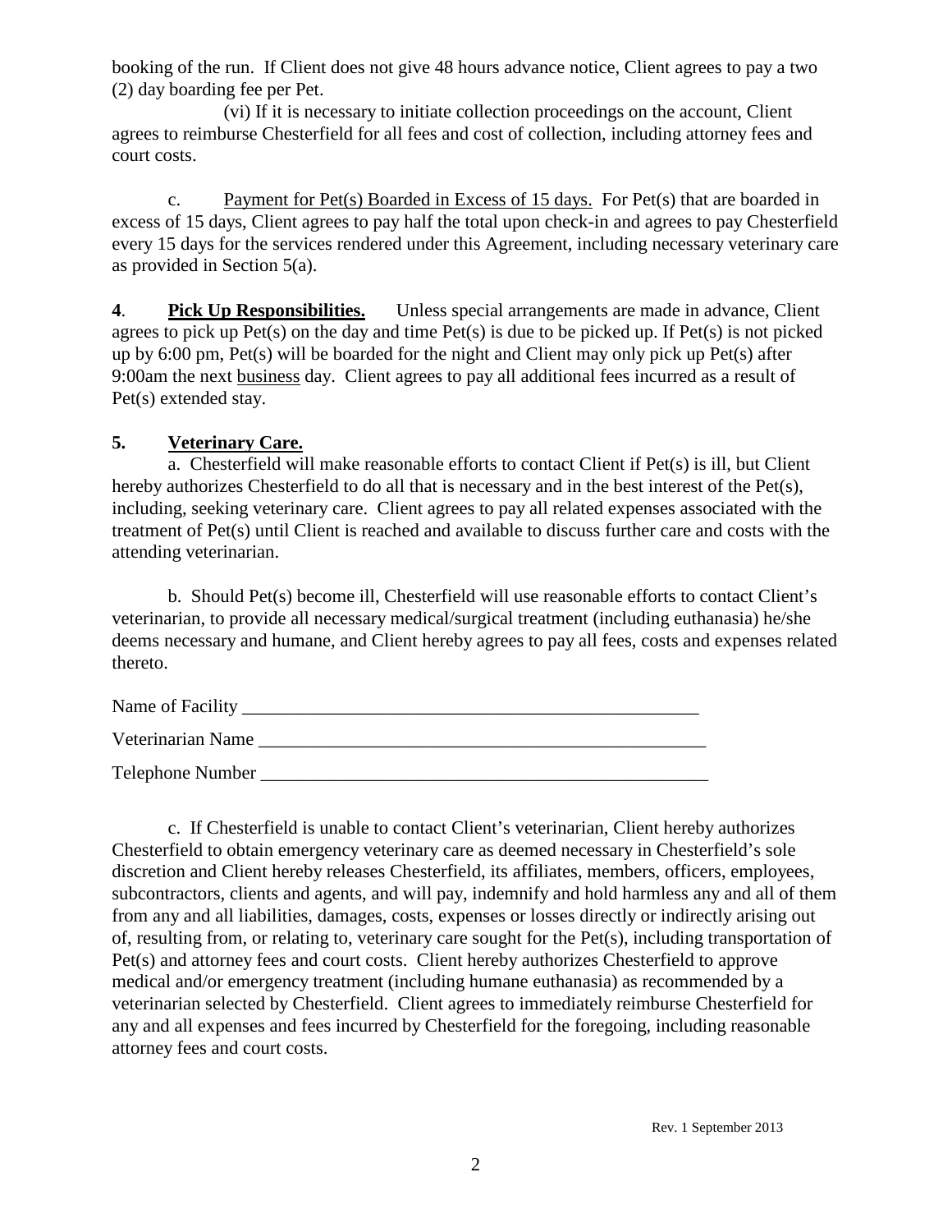booking of the run. If Client does not give 48 hours advance notice, Client agrees to pay a two (2) day boarding fee per Pet.

(vi) If it is necessary to initiate collection proceedings on the account, Client agrees to reimburse Chesterfield for all fees and cost of collection, including attorney fees and court costs.

c. Payment for Pet(s) Boarded in Excess of 15 days. For Pet(s) that are boarded in excess of 15 days, Client agrees to pay half the total upon check-in and agrees to pay Chesterfield every 15 days for the services rendered under this Agreement, including necessary veterinary care as provided in Section 5(a).

**4. Pick Up Responsibilities.** Unless special arrangements are made in advance, Client agrees to pick up Pet(s) on the day and time Pet(s) is due to be picked up. If Pet(s) is not picked up by 6:00 pm, Pet(s) will be boarded for the night and Client may only pick up Pet(s) after 9:00am the next business day. Client agrees to pay all additional fees incurred as a result of Pet(s) extended stay.

**5. Veterinary Care.**

a. Chesterfield will make reasonable efforts to contact Client if Pet(s) is ill, but Client hereby authorizes Chesterfield to do all that is necessary and in the best interest of the Pet(s), including, seeking veterinary care. Client agrees to pay all related expenses associated with the treatment of Pet(s) until Client is reached and available to discuss further care and costs with the attending veterinarian.

b. Should Pet(s) become ill, Chesterfield will use reasonable efforts to contact Client's veterinarian, to provide all necessary medical/surgical treatment (including euthanasia) he/she deems necessary and humane, and Client hereby agrees to pay all fees, costs and expenses related thereto.

Name of Facility ____________________________________________________

Veterinarian Name ___________________________________________________

Telephone Number ___________________________________________________

c. If Chesterfield is unable to contact Client's veterinarian, Client hereby authorizes Chesterfield to obtain emergency veterinary care as deemed necessary in Chesterfield's sole discretion and Client hereby releases Chesterfield, its affiliates, members, officers, employees, subcontractors, clients and agents, and will pay, indemnify and hold harmless any and all of them from any and all liabilities, damages, costs, expenses or losses directly or indirectly arising out of, resulting from, or relating to, veterinary care sought for the Pet(s), including transportation of Pet(s) and attorney fees and court costs. Client hereby authorizes Chesterfield to approve medical and/or emergency treatment (including humane euthanasia) as recommended by a veterinarian selected by Chesterfield. Client agrees to immediately reimburse Chesterfield for any and all expenses and fees incurred by Chesterfield for the foregoing, including reasonable attorney fees and court costs.

Rev. 1 September 2013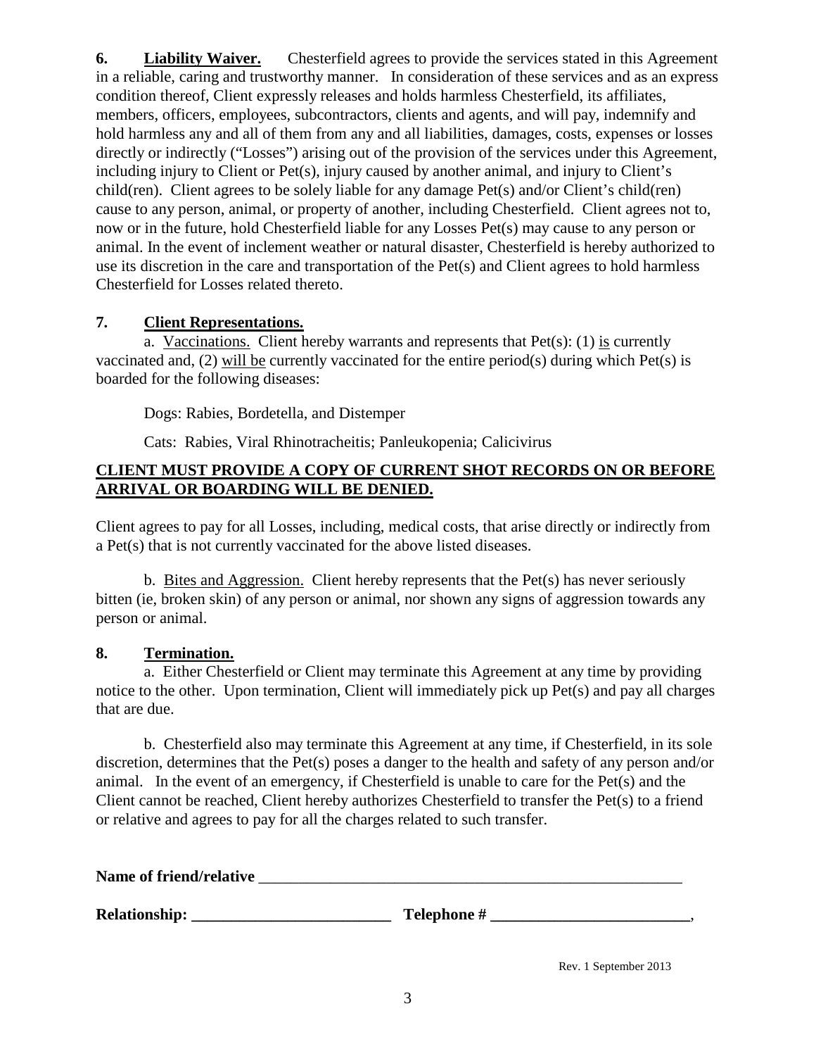**6. <u>Liability Waiver.</u>** Chesterfield agrees to provide the services stated in this Agreement in a reliable, caring and trustworthy manner. In consideration of these services and as an express condition thereof, Client expressly releases and holds harmless Chesterfield, its affiliates, members, officers, employees, subcontractors, clients and agents, and will pay, indemnify and hold harmless any and all of them from any and all liabilities, damages, costs, expenses or losses directly or indirectly ("Losses") arising out of the provision of the services under this Agreement, including injury to Client or Pet(s), injury caused by another animal, and injury to Client's child(ren). Client agrees to be solely liable for any damage Pet(s) and/or Client's child(ren) cause to any person, animal, or property of another, including Chesterfield. Client agrees not to, now or in the future, hold Chesterfield liable for any Losses Pet(s) may cause to any person or animal. In the event of inclement weather or natural disaster, Chesterfield is hereby authorized to use its discretion in the care and transportation of the Pet(s) and Client agrees to hold harmless Chesterfield for Losses related thereto.

**7. <u>Client Representations.</u>**

a. <u>Vaccinations.</u> Client hereby warrants and represents that Pet(s): (1) <u>is</u> currently vaccinated and, (2) <u>will be</u> currently vaccinated for the entire period(s) during which Pet(s) is boarded for the following diseases:

Dogs: Rabies, Bordetella, and Distemper

Cats: Rabies, Viral Rhinotracheitis; Panleukopenia; Calicivirus

**<u>CLIENT MUST PROVIDE A COPY OF CURRENT SHOT RECORDS ON OR BEFORE ARRIVAL OR BOARDING WILL BE DENIED.</u>**

Client agrees to pay for all Losses, including, medical costs, that arise directly or indirectly from a Pet(s) that is not currently vaccinated for the above listed diseases.

b. <u>Bites and Aggression.</u> Client hereby represents that the Pet(s) has never seriously bitten (ie, broken skin) of any person or animal, nor shown any signs of aggression towards any person or animal.

**8. <u>Termination.</u>**

a. Either Chesterfield or Client may terminate this Agreement at any time by providing notice to the other. Upon termination, Client will immediately pick up Pet(s) and pay all charges that are due.

b. Chesterfield also may terminate this Agreement at any time, if Chesterfield, in its sole discretion, determines that the Pet(s) poses a danger to the health and safety of any person and/or animal. In the event of an emergency, if Chesterfield is unable to care for the Pet(s) and the Client cannot be reached, Client hereby authorizes Chesterfield to transfer the Pet(s) to a friend or relative and agrees to pay for all the charges related to such transfer.

**Name of friend/relative** ________________________________________________________

**Relationship: _________________________ Telephone # _________________________**,

Rev. 1 September 2013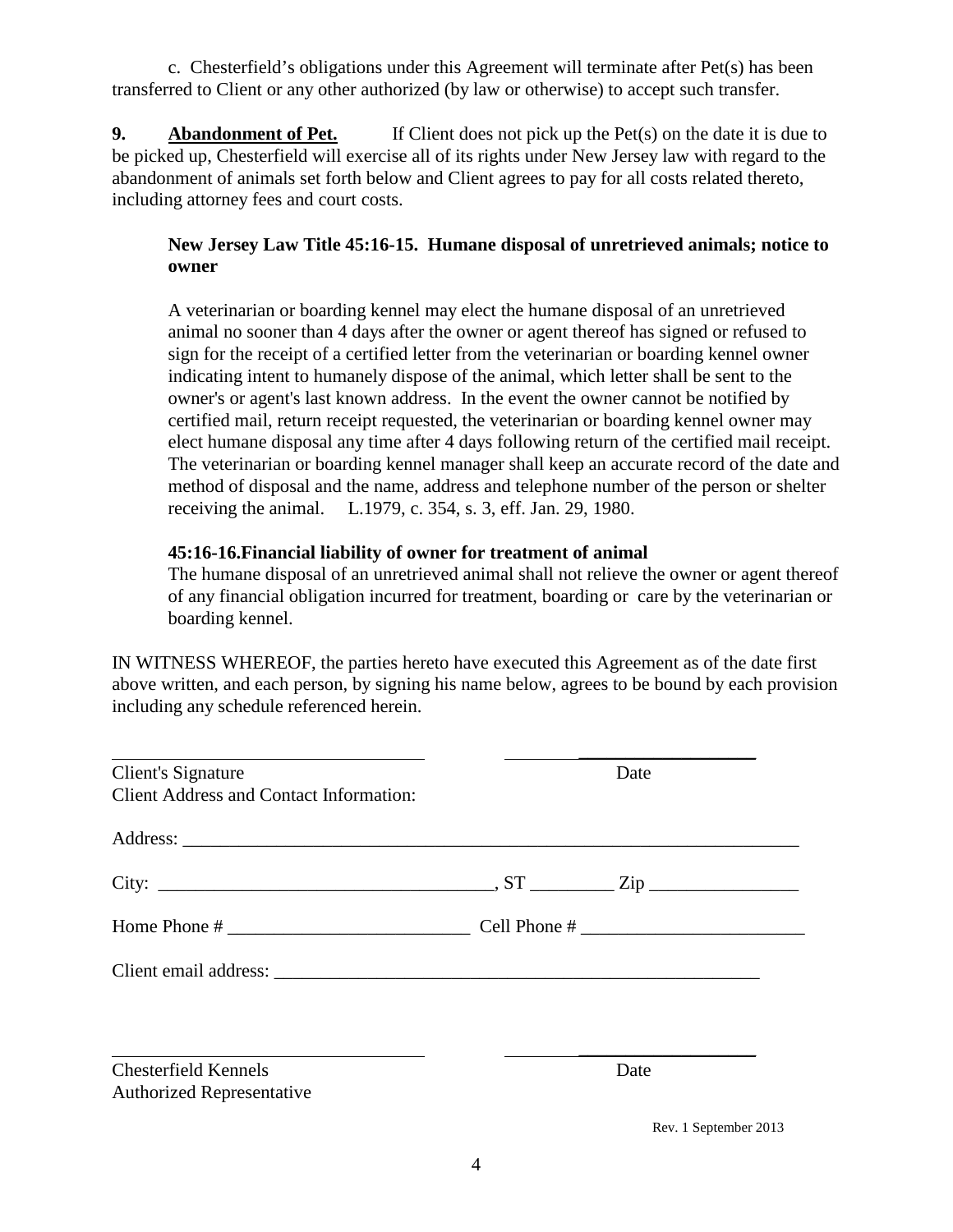c. Chesterfield's obligations under this Agreement will terminate after Pet(s) has been transferred to Client or any other authorized (by law or otherwise) to accept such transfer.

**9. Abandonment of Pet.** If Client does not pick up the Pet(s) on the date it is due to be picked up, Chesterfield will exercise all of its rights under New Jersey law with regard to the abandonment of animals set forth below and Client agrees to pay for all costs related thereto, including attorney fees and court costs.

> **New Jersey Law Title 45:16-15. Humane disposal of unretrieved animals; notice to owner**
>
> A veterinarian or boarding kennel may elect the humane disposal of an unretrieved animal no sooner than 4 days after the owner or agent thereof has signed or refused to sign for the receipt of a certified letter from the veterinarian or boarding kennel owner indicating intent to humanely dispose of the animal, which letter shall be sent to the owner's or agent's last known address. In the event the owner cannot be notified by certified mail, return receipt requested, the veterinarian or boarding kennel owner may elect humane disposal any time after 4 days following return of the certified mail receipt. The veterinarian or boarding kennel manager shall keep an accurate record of the date and method of disposal and the name, address and telephone number of the person or shelter receiving the animal. L.1979, c. 354, s. 3, eff. Jan. 29, 1980.
>
> **45:16-16.Financial liability of owner for treatment of animal**
>
> The humane disposal of an unretrieved animal shall not relieve the owner or agent thereof of any financial obligation incurred for treatment, boarding or care by the veterinarian or boarding kennel.

IN WITNESS WHEREOF, the parties hereto have executed this Agreement as of the date first above written, and each person, by signing his name below, agrees to be bound by each provision including any schedule referenced herein.

_________________________________ _________________________

Client's Signature Date

Client Address and Contact Information:

Address: ____________________________________________________________________

City: ___________________________________, ST _________ Zip ________________

Home Phone # __________________________ Cell Phone # ________________________

Client email address: ______________________________________________________

_________________________________ _________________________

Chesterfield Kennels Date

Authorized Representative

Rev. 1 September 2013